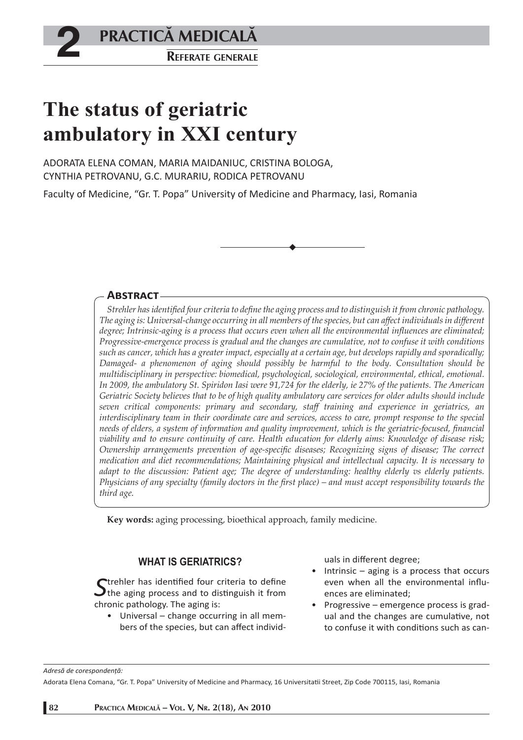# The status of geriatric ambulatory in XXI century

ADORATA ELENA COMAN, MARIA MAIDANIUC, CRISTINA BOLOGA, CYNTHIA PETROVANU, G.C. MURARIU, RODICA PETROVANU

Faculty of Medicine, "Gr. T. Popa" University of Medicine and Pharmacy, Iasi, Romania

## Abstract

*Strehler has identified four criteria to define the aging process and to distinguish it from chronic pathology. The aging is: Universal-change occurring in all members of the species, but can affect individuals in different degree; Intrinsic-aging is a process that occurs even when all the environmental influences are eliminated; Progressive-emergence process is gradual and the changes are cumulative, not to confuse it with conditions such as cancer, which has a greater impact, especially at a certain age, but develops rapidly and sporadically; Damaged- a phenomenon of aging should possibly be harmful to the body. Consultation should be multidisciplinary in perspective: biomedical, psychological, sociological, environmental, ethical, emotional. In 2009, the ambulatory St. Spiridon Iasi were 91,724 for the elderly, ie 27% of the patients. The American Geriatric Society believes that to be of high quality ambulatory care services for older adults should include seven critical components: primary and secondary, staff training and experience in geriatrics, an interdisciplinary team in their coordinate care and services, access to care, prompt response to the special needs of elders, a system of information and quality improvement, which is the geriatric-focused, financial viability and to ensure continuity of care. Health education for elderly aims: Knowledge of disease risk; Ownership arrangements prevention of age-specific diseases; Recognizing signs of disease; The correct medication and diet recommendations; Maintaining physical and intellectual capacity. It is necessary to adapt to the discussion: Patient age; The degree of understanding: healthy elderly vs elderly patients. Physicians of any specialty (family doctors in the first place) – and must accept responsibility towards the third age.*

**Key words:** aging processing, bioethical approach, family medicine.

## WHAT IS GERIATRICS?

Strehler has identified four criteria to define the aging process and to distinguish it from chronic pathology. The aging is:

- Universal – change occurring in all members of the species, but can affect individuals in different degree;
- Intrinsic – aging is a process that occurs even when all the environmental influences are eliminated;
- Progressive – emergence process is gradual and the changes are cumulative, not to confuse it with conditions such as can-

*Adresă de corespondenţă:*

Adorata Elena Comana, "Gr. T. Popa" University of Medicine and Pharmacy, 16 Universitatii Street, Zip Code 700115, Iasi, Romania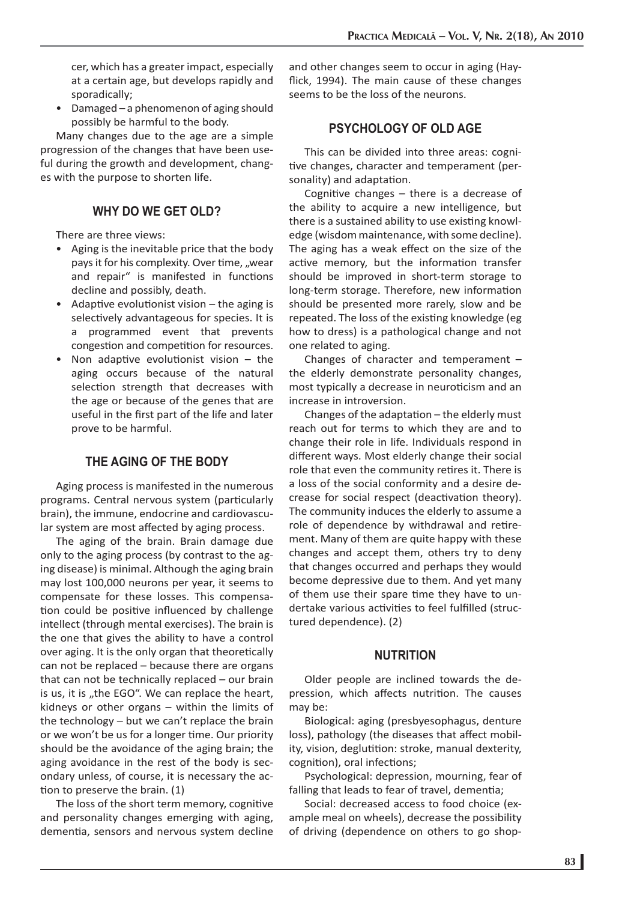cer, which has a greater impact, especially at a certain age, but develops rapidly and sporadically;

- Damaged – a phenomenon of aging should possibly be harmful to the body.

Many changes due to the age are a simple progression of the changes that have been useful during the growth and development, changes with the purpose to shorten life.

## WHY DO WE GET OLD?

There are three views:

- Aging is the inevitable price that the body pays it for his complexity. Over time, „wear and repair" is manifested in functions decline and possibly, death.
- Adaptive evolutionist vision – the aging is selectively advantageous for species. It is a programmed event that prevents congestion and competition for resources.
- Non adaptive evolutionist vision – the aging occurs because of the natural selection strength that decreases with the age or because of the genes that are useful in the first part of the life and later prove to be harmful.

## THE AGING OF THE BODY

Aging process is manifested in the numerous programs. Central nervous system (particularly brain), the immune, endocrine and cardiovascular system are most affected by aging process.

The aging of the brain. Brain damage due only to the aging process (by contrast to the aging disease) is minimal. Although the aging brain may lost 100,000 neurons per year, it seems to compensate for these losses. This compensation could be positive influenced by challenge intellect (through mental exercises). The brain is the one that gives the ability to have a control over aging. It is the only organ that theoretically can not be replaced – because there are organs that can not be technically replaced – our brain is us, it is „the EGO". We can replace the heart, kidneys or other organs – within the limits of the technology – but we can't replace the brain or we won't be us for a longer time. Our priority should be the avoidance of the aging brain; the aging avoidance in the rest of the body is secondary unless, of course, it is necessary the action to preserve the brain. (1)

The loss of the short term memory, cognitive and personality changes emerging with aging, dementia, sensors and nervous system decline and other changes seem to occur in aging (Hayflick, 1994). The main cause of these changes seems to be the loss of the neurons.

## PSYCHOLOGY OF OLD AGE

This can be divided into three areas: cognitive changes, character and temperament (personality) and adaptation.

Cognitive changes – there is a decrease of the ability to acquire a new intelligence, but there is a sustained ability to use existing knowledge (wisdom maintenance, with some decline). The aging has a weak effect on the size of the active memory, but the information transfer should be improved in short-term storage to long-term storage. Therefore, new information should be presented more rarely, slow and be repeated. The loss of the existing knowledge (eg how to dress) is a pathological change and not one related to aging.

Changes of character and temperament – the elderly demonstrate personality changes, most typically a decrease in neuroticism and an increase in introversion.

Changes of the adaptation – the elderly must reach out for terms to which they are and to change their role in life. Individuals respond in different ways. Most elderly change their social role that even the community retires it. There is a loss of the social conformity and a desire decrease for social respect (deactivation theory). The community induces the elderly to assume a role of dependence by withdrawal and retirement. Many of them are quite happy with these changes and accept them, others try to deny that changes occurred and perhaps they would become depressive due to them. And yet many of them use their spare time they have to undertake various activities to feel fulfilled (structured dependence). (2)

## NUTRITION

Older people are inclined towards the depression, which affects nutrition. The causes may be:

Biological: aging (presbyesophagus, denture loss), pathology (the diseases that affect mobility, vision, deglutition: stroke, manual dexterity, cognition), oral infections;

Psychological: depression, mourning, fear of falling that leads to fear of travel, dementia;

Social: decreased access to food choice (example meal on wheels), decrease the possibility of driving (dependence on others to go shop-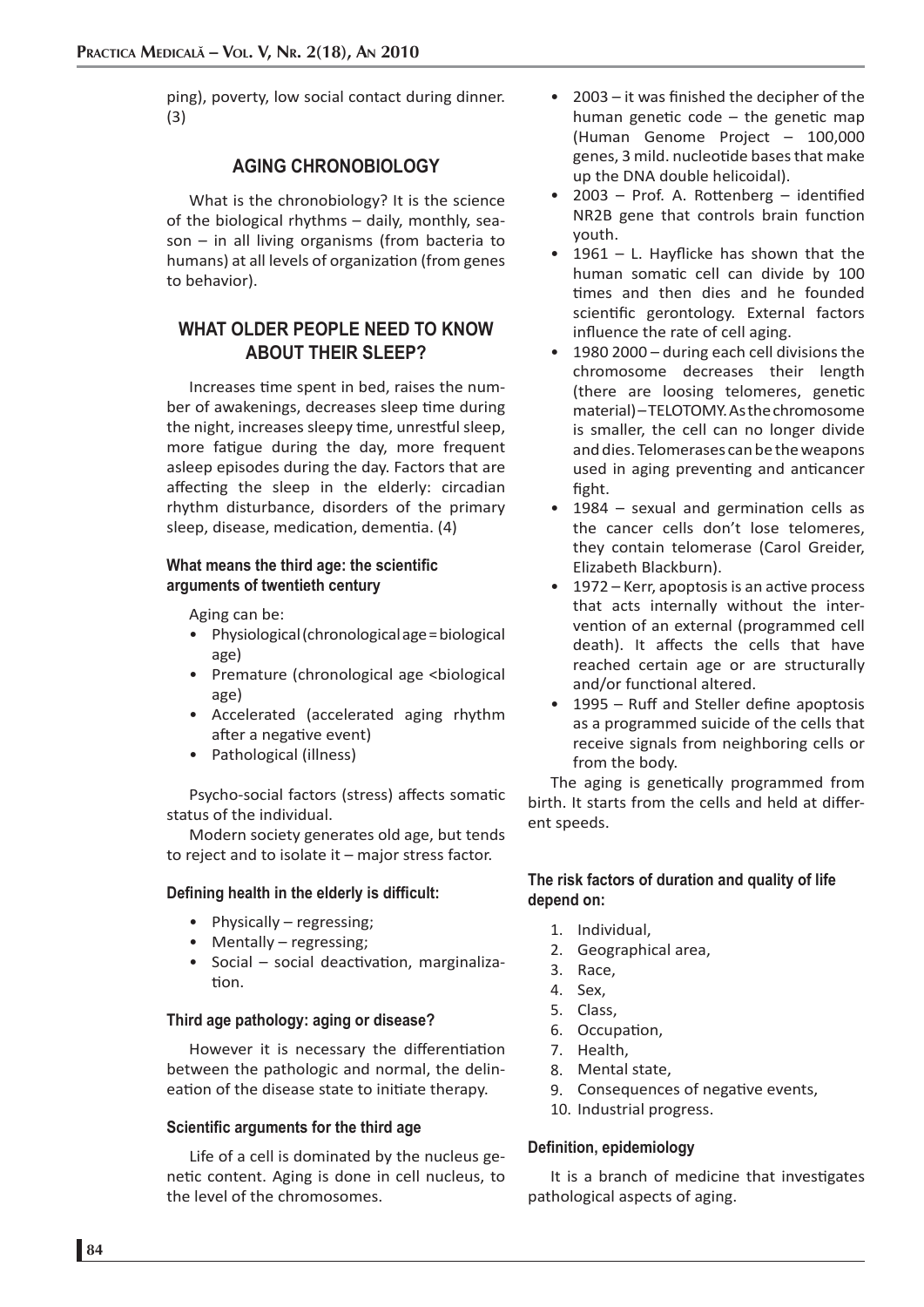ping), poverty, low social contact during dinner. (3)

## AGING CHRONOBIOLOGY

What is the chronobiology? It is the science of the biological rhythms – daily, monthly, season – in all living organisms (from bacteria to humans) at all levels of organization (from genes to behavior).

## WHAT OLDER PEOPLE NEED TO KNOW ABOUT THEIR SLEEP?

Increases time spent in bed, raises the number of awakenings, decreases sleep time during the night, increases sleepy time, unrestful sleep, more fatigue during the day, more frequent asleep episodes during the day. Factors that are affecting the sleep in the elderly: circadian rhythm disturbance, disorders of the primary sleep, disease, medication, dementia. (4)

### What means the third age: the scientific arguments of twentieth century

Aging can be:

- Physiological (chronological age = biological age)
- Premature (chronological age <biological age)
- Accelerated (accelerated aging rhythm after a negative event)
- Pathological (illness)

Psycho-social factors (stress) affects somatic status of the individual.

Modern society generates old age, but tends to reject and to isolate it – major stress factor.

### Defining health in the elderly is difficult:

- Physically – regressing;
- Mentally – regressing;
- Social – social deactivation, marginalization.

### Third age pathology: aging or disease?

However it is necessary the differentiation between the pathologic and normal, the delineation of the disease state to initiate therapy.

### Scientific arguments for the third age

Life of a cell is dominated by the nucleus genetic content. Aging is done in cell nucleus, to the level of the chromosomes.

- 2003 – it was finished the decipher of the human genetic code – the genetic map (Human Genome Project – 100,000 genes, 3 mild. nucleotide bases that make up the DNA double helicoidal).
- 2003 – Prof. A. Rottenberg – identified NR2B gene that controls brain function youth.
- 1961 – L. Hayflicke has shown that the human somatic cell can divide by 100 times and then dies and he founded scientific gerontology. External factors influence the rate of cell aging.
- 1980 2000 – during each cell divisions the chromosome decreases their length (there are loosing telomeres, genetic material) – TELOTOMY. As the chromosome is smaller, the cell can no longer divide and dies. Telomerases can be the weapons used in aging preventing and anticancer fight.
- 1984 – sexual and germination cells as the cancer cells don't lose telomeres, they contain telomerase (Carol Greider, Elizabeth Blackburn).
- 1972 – Kerr, apoptosis is an active process that acts internally without the intervention of an external (programmed cell death). It affects the cells that have reached certain age or are structurally and/or functional altered.
- 1995 – Ruff and Steller define apoptosis as a programmed suicide of the cells that receive signals from neighboring cells or from the body.

The aging is genetically programmed from birth. It starts from the cells and held at different speeds.

### The risk factors of duration and quality of life depend on:

1. Individual,
2. Geographical area,
3. Race,
4. Sex,
5. Class,
6. Occupation,
7. Health,
8. Mental state,
9. Consequences of negative events,
10. Industrial progress.

### Definition, epidemiology

It is a branch of medicine that investigates pathological aspects of aging.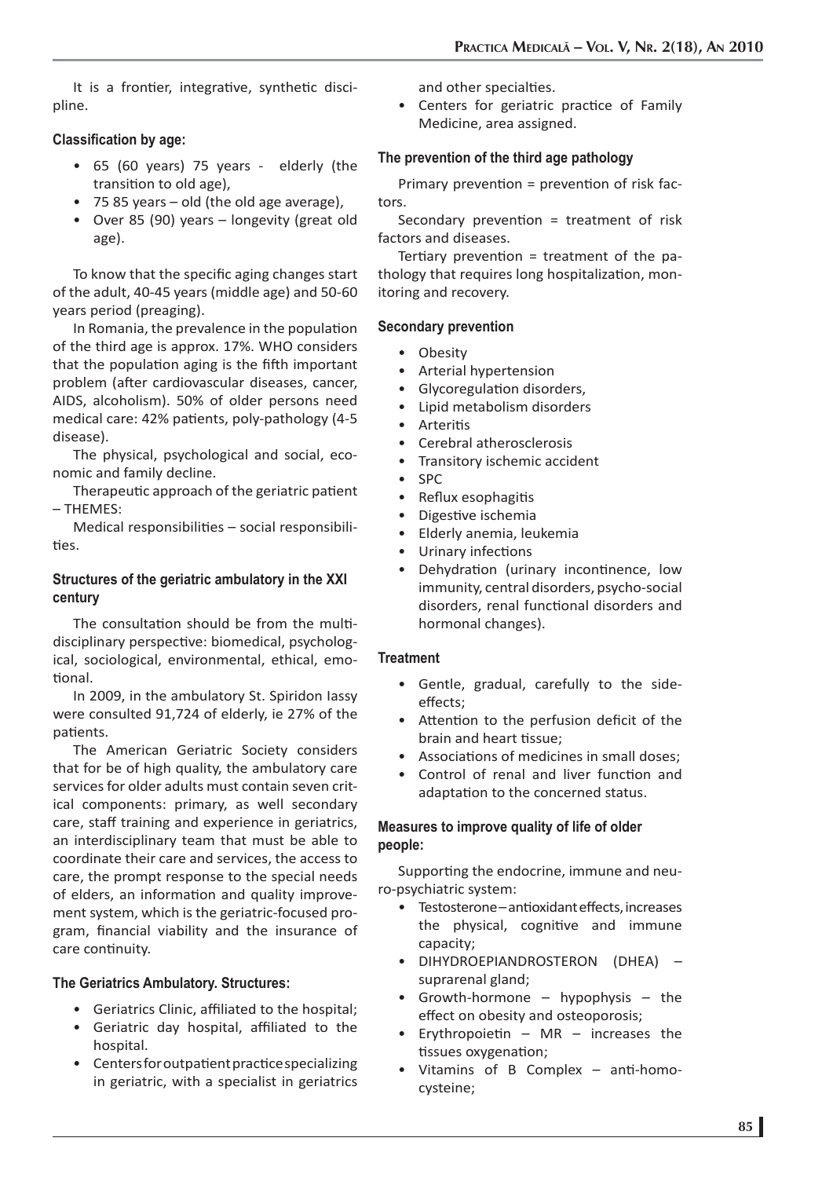It is a frontier, integrative, synthetic discipline.

### Classification by age:

- 65 (60 years) 75 years - elderly (the transition to old age),
- 75 85 years – old (the old age average),
- Over 85 (90) years – longevity (great old age).

To know that the specific aging changes start of the adult, 40-45 years (middle age) and 50-60 years period (preaging).

In Romania, the prevalence in the population of the third age is approx. 17%. WHO considers that the population aging is the fifth important problem (after cardiovascular diseases, cancer, AIDS, alcoholism). 50% of older persons need medical care: 42% patients, poly-pathology (4-5 disease).

The physical, psychological and social, economic and family decline.

Therapeutic approach of the geriatric patient – THEMES:

Medical responsibilities – social responsibilities.

### Structures of the geriatric ambulatory in the XXI century

The consultation should be from the multidisciplinary perspective: biomedical, psychological, sociological, environmental, ethical, emotional.

In 2009, in the ambulatory St. Spiridon Iassy were consulted 91,724 of elderly, ie 27% of the patients.

The American Geriatric Society considers that for be of high quality, the ambulatory care services for older adults must contain seven critical components: primary, as well secondary care, staff training and experience in geriatrics, an interdisciplinary team that must be able to coordinate their care and services, the access to care, the prompt response to the special needs of elders, an information and quality improvement system, which is the geriatric-focused program, financial viability and the insurance of care continuity.

### The Geriatrics Ambulatory. Structures:

- Geriatrics Clinic, affiliated to the hospital;
- Geriatric day hospital, affiliated to the hospital.
- Centers for outpatient practice specializing in geriatric, with a specialist in geriatrics and other specialties.
- Centers for geriatric practice of Family Medicine, area assigned.

### The prevention of the third age pathology

Primary prevention = prevention of risk factors.

Secondary prevention = treatment of risk factors and diseases.

Tertiary prevention = treatment of the pathology that requires long hospitalization, monitoring and recovery.

### Secondary prevention

- Obesity
- Arterial hypertension
- Glycoregulation disorders,
- Lipid metabolism disorders
- Arteritis
- Cerebral atherosclerosis
- Transitory ischemic accident
- SPC
- Reflux esophagitis
- Digestive ischemia
- Elderly anemia, leukemia
- Urinary infections
- Dehydration (urinary incontinence, low immunity, central disorders, psycho-social disorders, renal functional disorders and hormonal changes).

### Treatment

- Gentle, gradual, carefully to the side-effects;
- Attention to the perfusion deficit of the brain and heart tissue;
- Associations of medicines in small doses;
- Control of renal and liver function and adaptation to the concerned status.

### Measures to improve quality of life of older people:

Supporting the endocrine, immune and neuro-psychiatric system:

- Testosterone – antioxidant effects, increases the physical, cognitive and immune capacity;
- DIHYDROEPIANDROSTERON (DHEA) – suprarenal gland;
- Growth-hormone – hypophysis – the effect on obesity and osteoporosis;
- Erythropoietin – MR – increases the tissues oxygenation;
- Vitamins of B Complex – anti-homocysteine;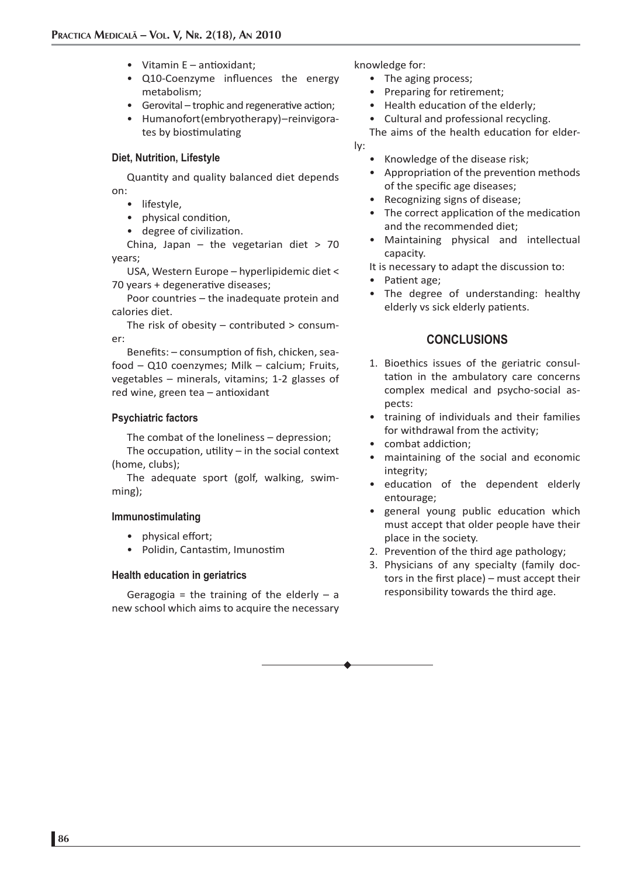- Vitamin E – antioxidant;
- Q10-Coenzyme influences the energy metabolism;
- Gerovital – trophic and regenerative action;
- Humanofort (embryotherapy) – reinvigorates by biostimulating

### Diet, Nutrition, Lifestyle

Quantity and quality balanced diet depends on:

- lifestyle,
- physical condition,
- degree of civilization.

China, Japan – the vegetarian diet > 70 years;

USA, Western Europe – hyperlipidemic diet < 70 years + degenerative diseases;

Poor countries – the inadequate protein and calories diet.

The risk of obesity – contributed > consumer:

Benefits: – consumption of fish, chicken, seafood – Q10 coenzymes; Milk – calcium; Fruits, vegetables – minerals, vitamins; 1-2 glasses of red wine, green tea – antioxidant

### Psychiatric factors

The combat of the loneliness – depression;

The occupation, utility – in the social context (home, clubs);

The adequate sport (golf, walking, swimming);

### Immunostimulating

- physical effort;
- Polidin, Cantastim, Imunostim

### Health education in geriatrics

Geragogia = the training of the elderly – a new school which aims to acquire the necessary knowledge for:

- The aging process;
- Preparing for retirement;
- Health education of the elderly;
- Cultural and professional recycling.

The aims of the health education for elderly:

- Knowledge of the disease risk;
- Appropriation of the prevention methods of the specific age diseases;
- Recognizing signs of disease;
- The correct application of the medication and the recommended diet;
- Maintaining physical and intellectual capacity.

It is necessary to adapt the discussion to:

- Patient age;
- The degree of understanding: healthy elderly vs sick elderly patients.

## CONCLUSIONS

1. Bioethics issues of the geriatric consultation in the ambulatory care concerns complex medical and psycho-social aspects:
   - training of individuals and their families for withdrawal from the activity;
   - combat addiction;
   - maintaining of the social and economic integrity;
   - education of the dependent elderly entourage;
   - general young public education which must accept that older people have their place in the society.
2. Prevention of the third age pathology;
3. Physicians of any specialty (family doctors in the first place) – must accept their responsibility towards the third age.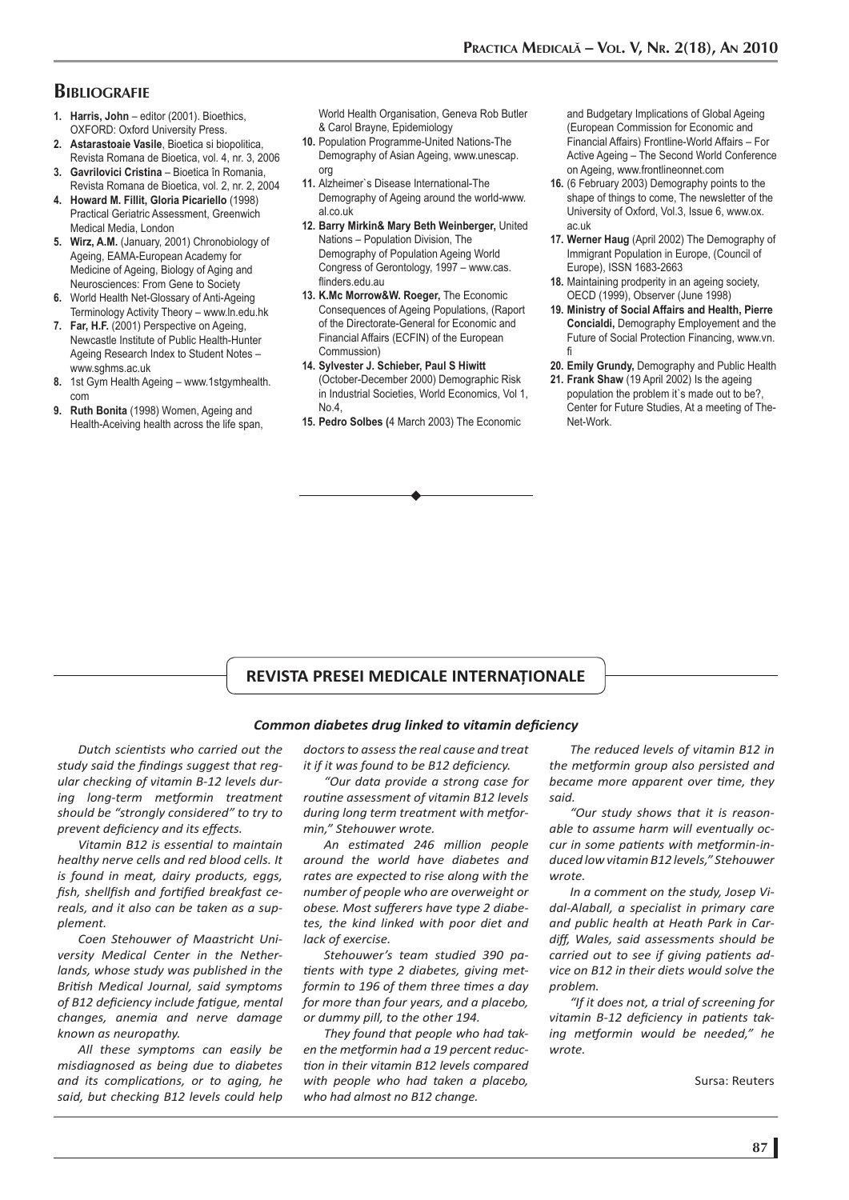## Bibliografie

1. **Harris, John** – editor (2001). Bioethics, OXFORD: Oxford University Press.
2. **Astarastoaie Vasile**, Bioetica si biopolitica, Revista Romana de Bioetica, vol. 4, nr. 3, 2006
3. **Gavrilovici Cristina** – Bioetica în Romania, Revista Romana de Bioetica, vol. 2, nr. 2, 2004
4. **Howard M. Fillit, Gloria Picariello** (1998) Practical Geriatric Assessment, Greenwich Medical Media, London
5. **Wirz, A.M.** (January, 2001) Chronobiology of Ageing, EAMA-European Academy for Medicine of Ageing, Biology of Aging and Neurosciences: From Gene to Society
6. World Health Net-Glossary of Anti-Ageing Terminology Activity Theory – www.ln.edu.hk
7. **Far, H.F.** (2001) Perspective on Ageing, Newcastle Institute of Public Health-Hunter Ageing Research Index to Student Notes – www.sghms.ac.uk
8. 1st Gym Health Ageing – www.1stgymhealth.com
9. **Ruth Bonita** (1998) Women, Ageing and Health-Aceiving health across the life span, World Health Organisation, Geneva Rob Butler & Carol Brayne, Epidemiology
10. Population Programme-United Nations-The Demography of Asian Ageing, www.unescap.org
11. Alzheimer`s Disease International-The Demography of Ageing around the world-www.al.co.uk
12. **Barry Mirkin& Mary Beth Weinberger,** United Nations – Population Division, The Demography of Population Ageing World Congress of Gerontology, 1997 – www.cas.flinders.edu.au
13. **K.Mc Morrow&W. Roeger,** The Economic Consequences of Ageing Populations, (Raport of the Directorate-General for Economic and Financial Affairs (ECFIN) of the European Commussion)
14. **Sylvester J. Schieber, Paul S Hiwitt** (October-December 2000) Demographic Risk in Industrial Societies, World Economics, Vol 1, No.4,
15. **Pedro Solbes (**4 March 2003) The Economic and Budgetary Implications of Global Ageing (European Commission for Economic and Financial Affairs) Frontline-World Affairs – For Active Ageing – The Second World Conference on Ageing, www.frontlineonnet.com
16. (6 February 2003) Demography points to the shape of things to come, The newsletter of the University of Oxford, Vol.3, Issue 6, www.ox.ac.uk
17. **Werner Haug** (April 2002) The Demography of Immigrant Population in Europe, (Council of Europe), ISSN 1683-2663
18. Maintaining prodperity in an ageing society, OECD (1999), Observer (June 1998)
19. **Ministry of Social Affairs and Health, Pierre Concialdi,** Demography Employement and the Future of Social Protection Financing, www.vn.fi
20. **Emily Grundy,** Demography and Public Health
21. **Frank Shaw** (19 April 2002) Is the ageing population the problem it`s made out to be?, Center for Future Studies, At a meeting of The-Net-Work.

## REVISTA PRESEI MEDICALE INTERNAȚIONALE

### *Common diabetes drug linked to vitamin deficiency*

*Dutch scientists who carried out the study said the findings suggest that regular checking of vitamin B-12 levels during long-term metformin treatment should be "strongly considered" to try to prevent deficiency and its effects.*

*Vitamin B12 is essential to maintain healthy nerve cells and red blood cells. It is found in meat, dairy products, eggs, fish, shellfish and fortified breakfast cereals, and it also can be taken as a supplement.*

*Coen Stehouwer of Maastricht University Medical Center in the Netherlands, whose study was published in the British Medical Journal, said symptoms of B12 deficiency include fatigue, mental changes, anemia and nerve damage known as neuropathy.*

*All these symptoms can easily be misdiagnosed as being due to diabetes and its complications, or to aging, he said, but checking B12 levels could help doctors to assess the real cause and treat it if it was found to be B12 deficiency.*

*"Our data provide a strong case for routine assessment of vitamin B12 levels during long term treatment with metformin," Stehouwer wrote.*

*An estimated 246 million people around the world have diabetes and rates are expected to rise along with the number of people who are overweight or obese. Most sufferers have type 2 diabetes, the kind linked with poor diet and lack of exercise.*

*Stehouwer's team studied 390 patients with type 2 diabetes, giving metformin to 196 of them three times a day for more than four years, and a placebo, or dummy pill, to the other 194.*

*They found that people who had taken the metformin had a 19 percent reduction in their vitamin B12 levels compared with people who had taken a placebo, who had almost no B12 change.*

*The reduced levels of vitamin B12 in the metformin group also persisted and became more apparent over time, they said.*

*"Our study shows that it is reasonable to assume harm will eventually occur in some patients with metformin-induced low vitamin B12 levels," Stehouwer wrote.*

*In a comment on the study, Josep Vidal-Alaball, a specialist in primary care and public health at Heath Park in Cardiff, Wales, said assessments should be carried out to see if giving patients advice on B12 in their diets would solve the problem.*

*"If it does not, a trial of screening for vitamin B-12 deficiency in patients taking metformin would be needed," he wrote.*

Sursa: Reuters